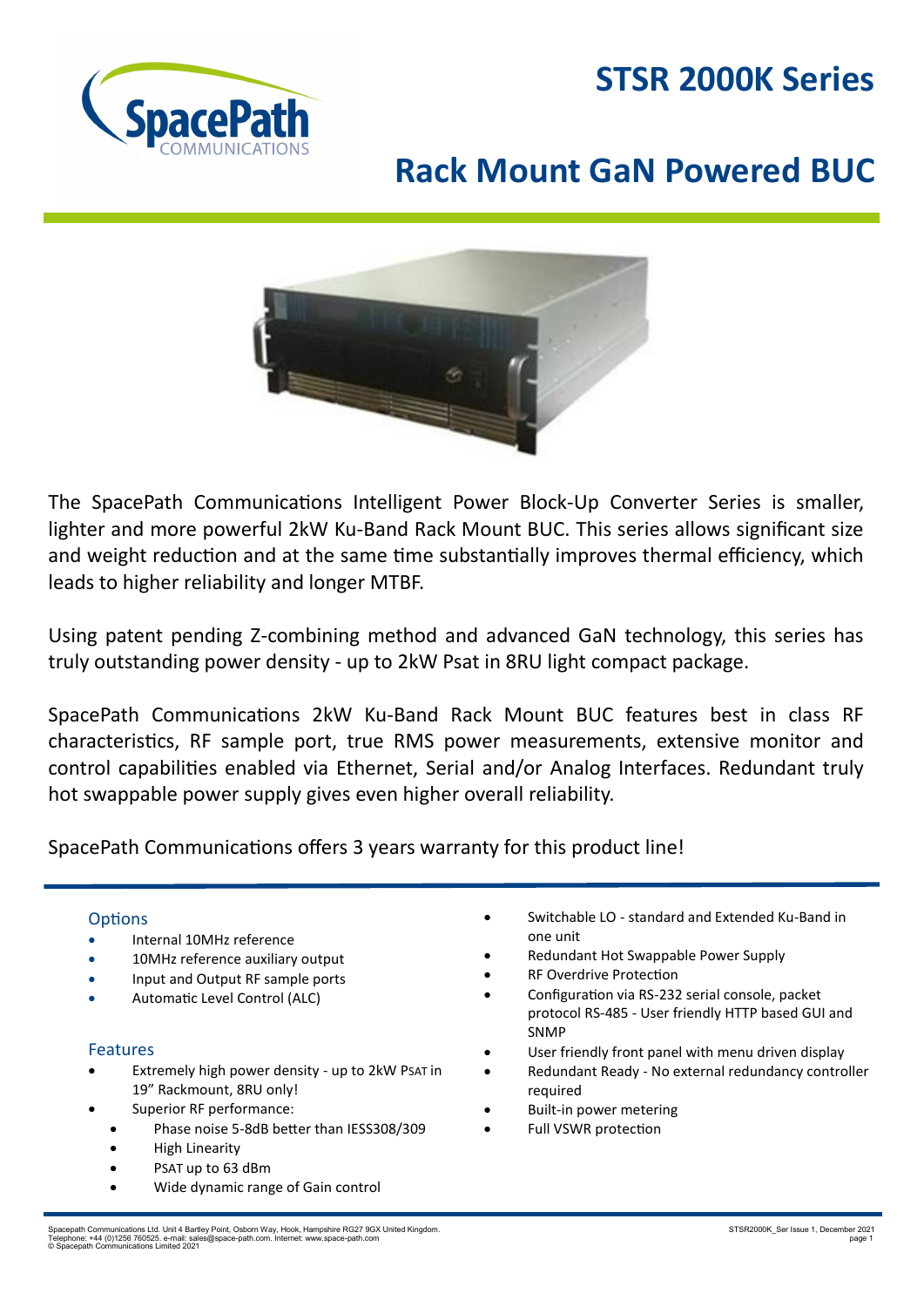# STSR 2000K Series

# Rack Mount GaN Powered BUC

The SpacePath Communications Intelligent Power Block-Up Converter Series is smaller, lighter and more powerful 2kW Ku-Band Rack Mount BUC. This series allows significant size and weight reduction and at the same time substantially improves thermal efficiency, which leads to higher reliability and longer MTBF.

Using patent pending Z-combining method and advanced GaN technology, this series has truly outstanding power density - up to 2kW Psat in 8RU light compact package.

SpacePath Communications 2kW Ku-Band Rack Mount BUC features best in class RF characteristics, RF sample port, true RMS power measurements, extensive monitor and control capabilities enabled via Ethernet, Serial and/or Analog Interfaces. Redundant truly hot swappable power supply gives even higher overall reliability.

SpacePath Communications offers 3 years warranty for this product line!

## Options

- Internal 10MHz reference
- 10MHz reference auxiliary output
- Input and Output RF sample ports
- Automatic Level Control (ALC)

## Features

- Extremely high power density - up to 2kW PSAT in 19" Rackmount, 8RU only!
- Superior RF performance:
  - Phase noise 5-8dB better than IESS308/309
  - High Linearity
  - PSAT up to 63 dBm
  - Wide dynamic range of Gain control
- Switchable LO - standard and Extended Ku-Band in one unit
- Redundant Hot Swappable Power Supply
- RF Overdrive Protection
- Configuration via RS-232 serial console, packet protocol RS-485 - User friendly HTTP based GUI and SNMP
- User friendly front panel with menu driven display
- Redundant Ready - No external redundancy controller required
- Built-in power metering
- Full VSWR protection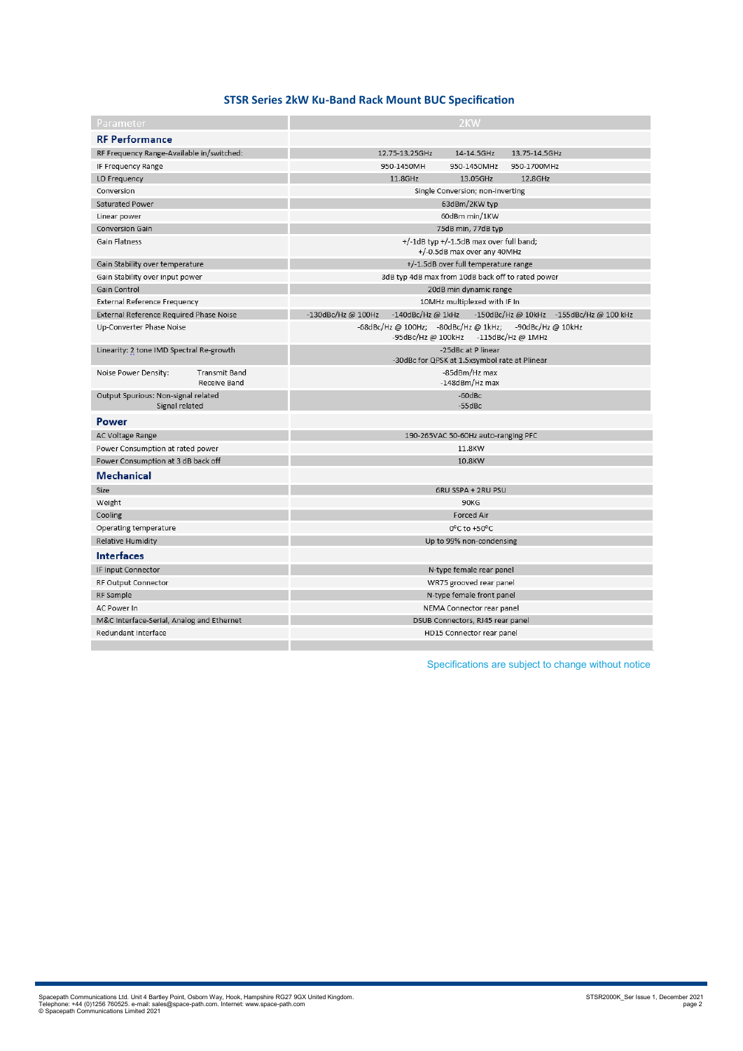## STSR Series 2kW Ku-Band Rack Mount BUC Specification

| Parameter | 2KW |
|---|---|
| **RF Performance** | |
| RF Frequency Range-Available in/switched: | 12.75-13.25GHz 14-14.5GHz 13.75-14.5GHz |
| IF Frequency Range | 950-1450MH 950-1450MHz 950-1700MHz |
| LO Frequency | 11.8GHz 13.05GHz 12.8GHz |
| Conversion | Single Conversion; non-inverting |
| Saturated Power | 63dBm/2KW typ |
| Linear power | 60dBm min/1KW |
| Conversion Gain | 75dB min, 77dB typ |
| Gain Flatness | +/-1dB typ +/-1.5dB max over full band; +/-0.5dB max over any 40MHz |
| Gain Stability over temperature | +/-1.5dB over full temperature range |
| Gain Stability over input power | 3dB typ 4dB max from 10dB back off to rated power |
| Gain Control | 20dB min dynamic range |
| External Reference Frequency | 10MHz multiplexed with IF In |
| External Reference Required Phase Noise | -130dBc/Hz @ 100Hz -140dBc/Hz @ 1kHz -150dBc/Hz @ 10kHz -155dBc/Hz @ 100 kHz |
| Up-Converter Phase Noise | -68dBc/Hz @ 100Hz; -80dBc/Hz @ 1kHz; -90dBc/Hz @ 10kHz -95dBc/Hz @ 100kHz -115dBc/Hz @ 1MHz |
| Linearity: 2 tone IMD Spectral Re-growth | -25dBc at P linear<br>-30dBc for QPSK at 1.5xsymbol rate at Plinear |
| Noise Power Density: Transmit Band<br>Receive Band | -85dBm/Hz max<br>-148dBm/Hz max |
| Output Spurious: Non-signal related<br>Signal related | -60dBc<br>-55dBc |
| **Power** | |
| AC Voltage Range | 190-265VAC 50-60Hz auto-ranging PFC |
| Power Consumption at rated power | 11.8KW |
| Power Consumption at 3 dB back off | 10.8KW |
| **Mechanical** | |
| Size | 6RU SSPA + 2RU PSU |
| Weight | 90KG |
| Cooling | Forced Air |
| Operating temperature | 0°C to +50°C |
| Relative Humidity | Up to 99% non-condensing |
| **Interfaces** | |
| IF Input Connector | N-type female rear panel |
| RF Output Connector | WR75 grooved rear panel |
| RF Sample | N-type female front panel |
| AC Power In | NEMA Connector rear panel |
| M&C Interface-Serial, Analog and Ethernet | DSUB Connectors, RJ45 rear panel |
| Redundant Interface | HD15 Connector rear panel |

Specifications are subject to change without notice

Spacepath Communications Ltd. Unit 4 Bartley Point, Osborn Way, Hook, Hampshire RG27 9GX United Kingdom.
Telephone: +44 (0)1256 760525. e-mail: sales@space-path.com. Internet: www.space-path.com
© Spacepath Communications Limited 2021

STSR2000K_Ser Issue 1, December 2021